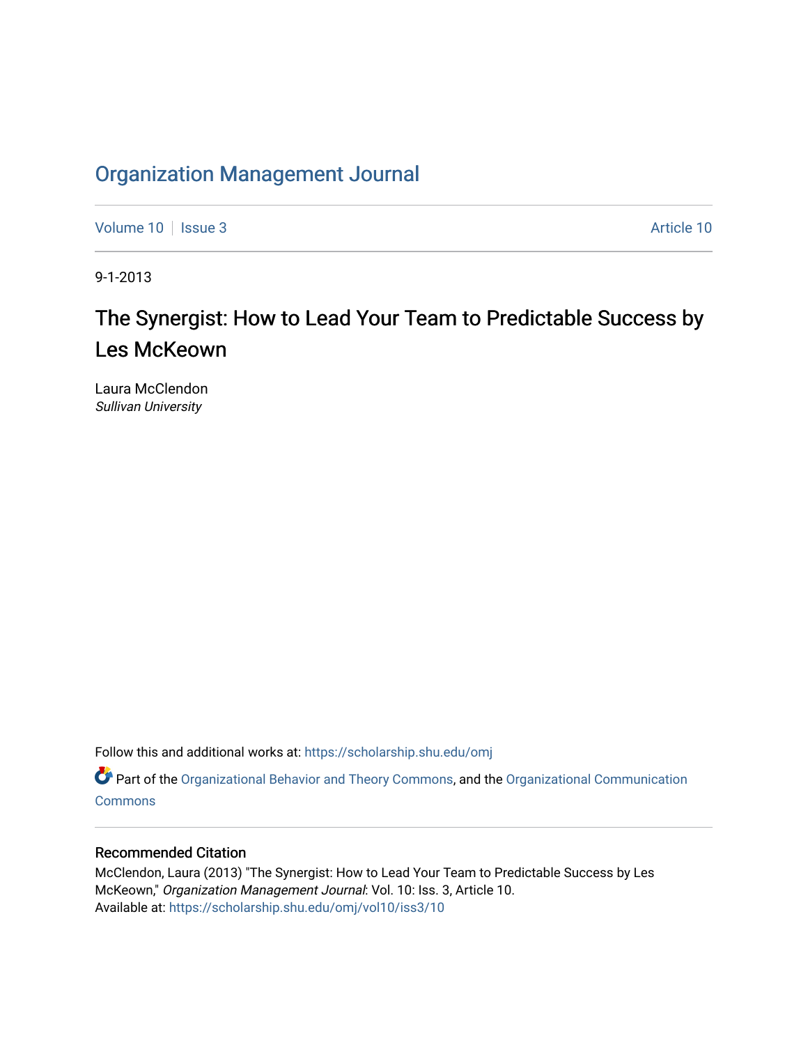# Organization Management Journal

Volume 10 | Issue 3 | Article 10

9-1-2013

## The Synergist: How to Lead Your Team to Predictable Success by Les McKeown

Laura McClendon
*Sullivan University*

Follow this and additional works at: https://scholarship.shu.edu/omj

Part of the Organizational Behavior and Theory Commons, and the Organizational Communication Commons

### Recommended Citation

McClendon, Laura (2013) "The Synergist: How to Lead Your Team to Predictable Success by Les McKeown," *Organization Management Journal*: Vol. 10: Iss. 3, Article 10.
Available at: https://scholarship.shu.edu/omj/vol10/iss3/10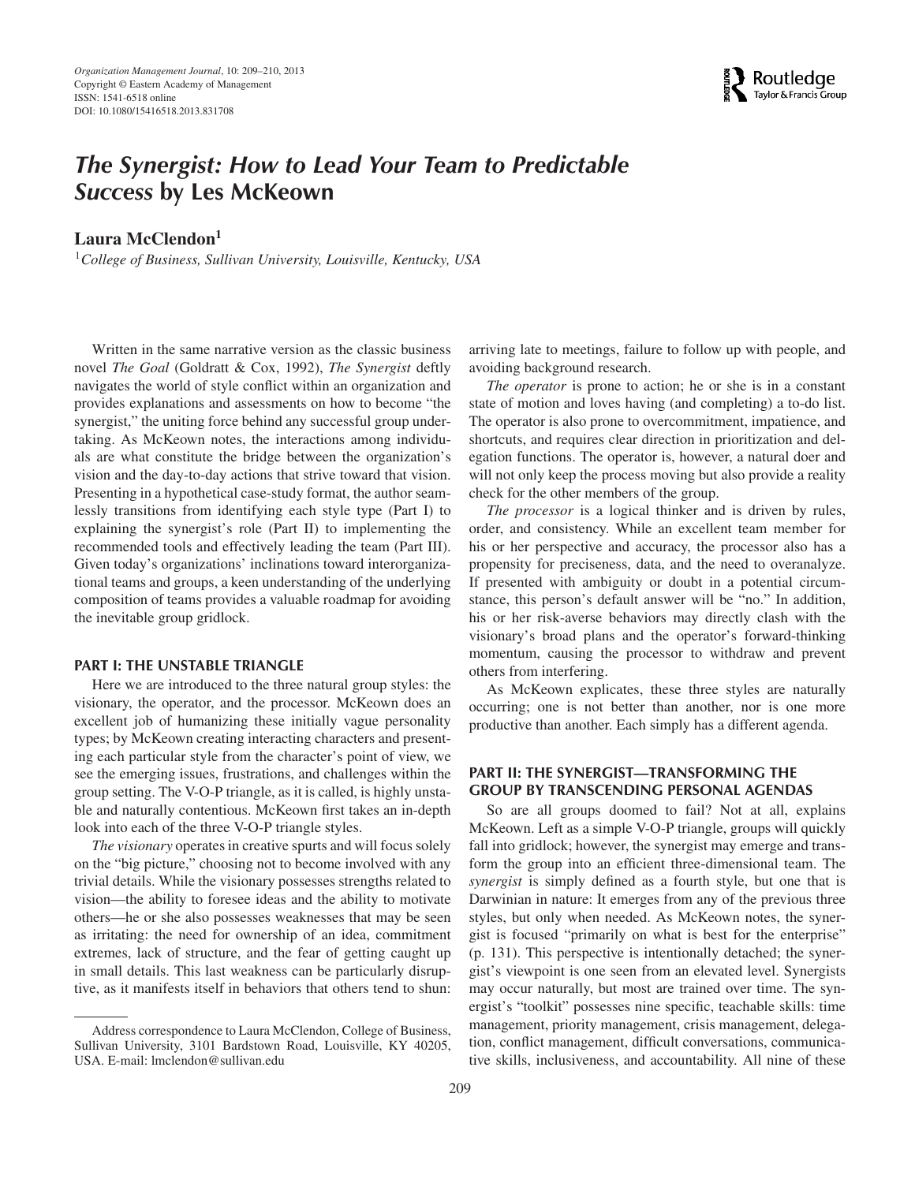# *The Synergist: How to Lead Your Team to Predictable Success* by Les McKeown

**Laura McClendon**[1]

[1]*College of Business, Sullivan University, Louisville, Kentucky, USA*

Written in the same narrative version as the classic business novel *The Goal* (Goldratt & Cox, 1992), *The Synergist* deftly navigates the world of style conflict within an organization and provides explanations and assessments on how to become "the synergist," the uniting force behind any successful group undertaking. As McKeown notes, the interactions among individuals are what constitute the bridge between the organization's vision and the day-to-day actions that strive toward that vision. Presenting in a hypothetical case-study format, the author seamlessly transitions from identifying each style type (Part I) to explaining the synergist's role (Part II) to implementing the recommended tools and effectively leading the team (Part III). Given today's organizations' inclinations toward interorganizational teams and groups, a keen understanding of the underlying composition of teams provides a valuable roadmap for avoiding the inevitable group gridlock.

## PART I: THE UNSTABLE TRIANGLE

Here we are introduced to the three natural group styles: the visionary, the operator, and the processor. McKeown does an excellent job of humanizing these initially vague personality types; by McKeown creating interacting characters and presenting each particular style from the character's point of view, we see the emerging issues, frustrations, and challenges within the group setting. The V-O-P triangle, as it is called, is highly unstable and naturally contentious. McKeown first takes an in-depth look into each of the three V-O-P triangle styles.

*The visionary* operates in creative spurts and will focus solely on the "big picture," choosing not to become involved with any trivial details. While the visionary possesses strengths related to vision—the ability to foresee ideas and the ability to motivate others—he or she also possesses weaknesses that may be seen as irritating: the need for ownership of an idea, commitment extremes, lack of structure, and the fear of getting caught up in small details. This last weakness can be particularly disruptive, as it manifests itself in behaviors that others tend to shun: arriving late to meetings, failure to follow up with people, and avoiding background research.

*The operator* is prone to action; he or she is in a constant state of motion and loves having (and completing) a to-do list. The operator is also prone to overcommitment, impatience, and shortcuts, and requires clear direction in prioritization and delegation functions. The operator is, however, a natural doer and will not only keep the process moving but also provide a reality check for the other members of the group.

*The processor* is a logical thinker and is driven by rules, order, and consistency. While an excellent team member for his or her perspective and accuracy, the processor also has a propensity for preciseness, data, and the need to overanalyze. If presented with ambiguity or doubt in a potential circumstance, this person's default answer will be "no." In addition, his or her risk-averse behaviors may directly clash with the visionary's broad plans and the operator's forward-thinking momentum, causing the processor to withdraw and prevent others from interfering.

As McKeown explicates, these three styles are naturally occurring; one is not better than another, nor is one more productive than another. Each simply has a different agenda.

## PART II: THE SYNERGIST—TRANSFORMING THE GROUP BY TRANSCENDING PERSONAL AGENDAS

So are all groups doomed to fail? Not at all, explains McKeown. Left as a simple V-O-P triangle, groups will quickly fall into gridlock; however, the synergist may emerge and transform the group into an efficient three-dimensional team. The *synergist* is simply defined as a fourth style, but one that is Darwinian in nature: It emerges from any of the previous three styles, but only when needed. As McKeown notes, the synergist is focused "primarily on what is best for the enterprise" (p. 131). This perspective is intentionally detached; the synergist's viewpoint is one seen from an elevated level. Synergists may occur naturally, but most are trained over time. The synergist's "toolkit" possesses nine specific, teachable skills: time management, priority management, crisis management, delegation, conflict management, difficult conversations, communicative skills, inclusiveness, and accountability. All nine of these

Address correspondence to Laura McClendon, College of Business, Sullivan University, 3101 Bardstown Road, Louisville, KY 40205, USA. E-mail: lmclendon@sullivan.edu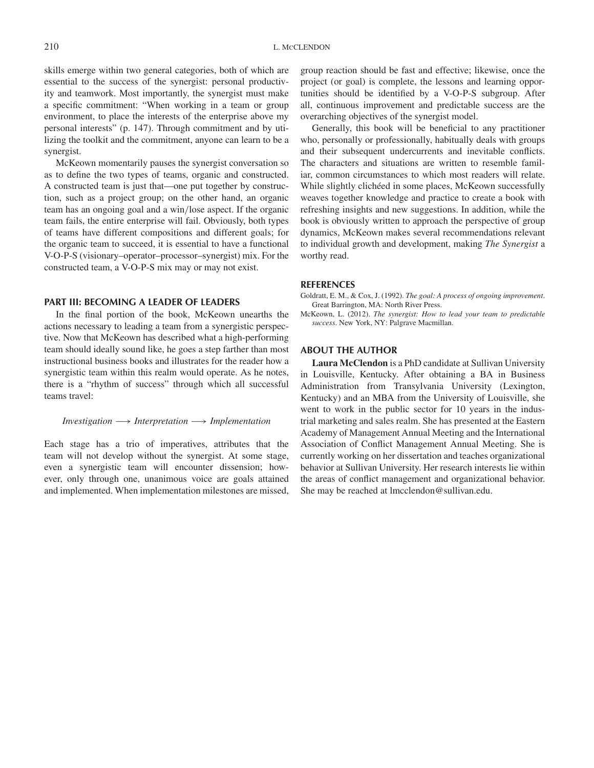skills emerge within two general categories, both of which are essential to the success of the synergist: personal productivity and teamwork. Most importantly, the synergist must make a specific commitment: "When working in a team or group environment, to place the interests of the enterprise above my personal interests" (p. 147). Through commitment and by utilizing the toolkit and the commitment, anyone can learn to be a synergist.

McKeown momentarily pauses the synergist conversation so as to define the two types of teams, organic and constructed. A constructed team is just that—one put together by construction, such as a project group; on the other hand, an organic team has an ongoing goal and a win/lose aspect. If the organic team fails, the entire enterprise will fail. Obviously, both types of teams have different compositions and different goals; for the organic team to succeed, it is essential to have a functional V-O-P-S (visionary–operator–processor–synergist) mix. For the constructed team, a V-O-P-S mix may or may not exist.

## PART III: BECOMING A LEADER OF LEADERS

In the final portion of the book, McKeown unearths the actions necessary to leading a team from a synergistic perspective. Now that McKeown has described what a high-performing team should ideally sound like, he goes a step farther than most instructional business books and illustrates for the reader how a synergistic team within this realm would operate. As he notes, there is a "rhythm of success" through which all successful teams travel:

*Investigation ⟶ Interpretation ⟶ Implementation*

Each stage has a trio of imperatives, attributes that the team will not develop without the synergist. At some stage, even a synergistic team will encounter dissension; however, only through one, unanimous voice are goals attained and implemented. When implementation milestones are missed, group reaction should be fast and effective; likewise, once the project (or goal) is complete, the lessons and learning opportunities should be identified by a V-O-P-S subgroup. After all, continuous improvement and predictable success are the overarching objectives of the synergist model.

Generally, this book will be beneficial to any practitioner who, personally or professionally, habitually deals with groups and their subsequent undercurrents and inevitable conflicts. The characters and situations are written to resemble familiar, common circumstances to which most readers will relate. While slightly clichéed in some places, McKeown successfully weaves together knowledge and practice to create a book with refreshing insights and new suggestions. In addition, while the book is obviously written to approach the perspective of group dynamics, McKeown makes several recommendations relevant to individual growth and development, making *The Synergist* a worthy read.

## REFERENCES

Goldratt, E. M., & Cox, J. (1992). *The goal: A process of ongoing improvement*. Great Barrington, MA: North River Press.

McKeown, L. (2012). *The synergist: How to lead your team to predictable success*. New York, NY: Palgrave Macmillan.

## ABOUT THE AUTHOR

**Laura McClendon** is a PhD candidate at Sullivan University in Louisville, Kentucky. After obtaining a BA in Business Administration from Transylvania University (Lexington, Kentucky) and an MBA from the University of Louisville, she went to work in the public sector for 10 years in the industrial marketing and sales realm. She has presented at the Eastern Academy of Management Annual Meeting and the International Association of Conflict Management Annual Meeting. She is currently working on her dissertation and teaches organizational behavior at Sullivan University. Her research interests lie within the areas of conflict management and organizational behavior. She may be reached at lmcclendon@sullivan.edu.